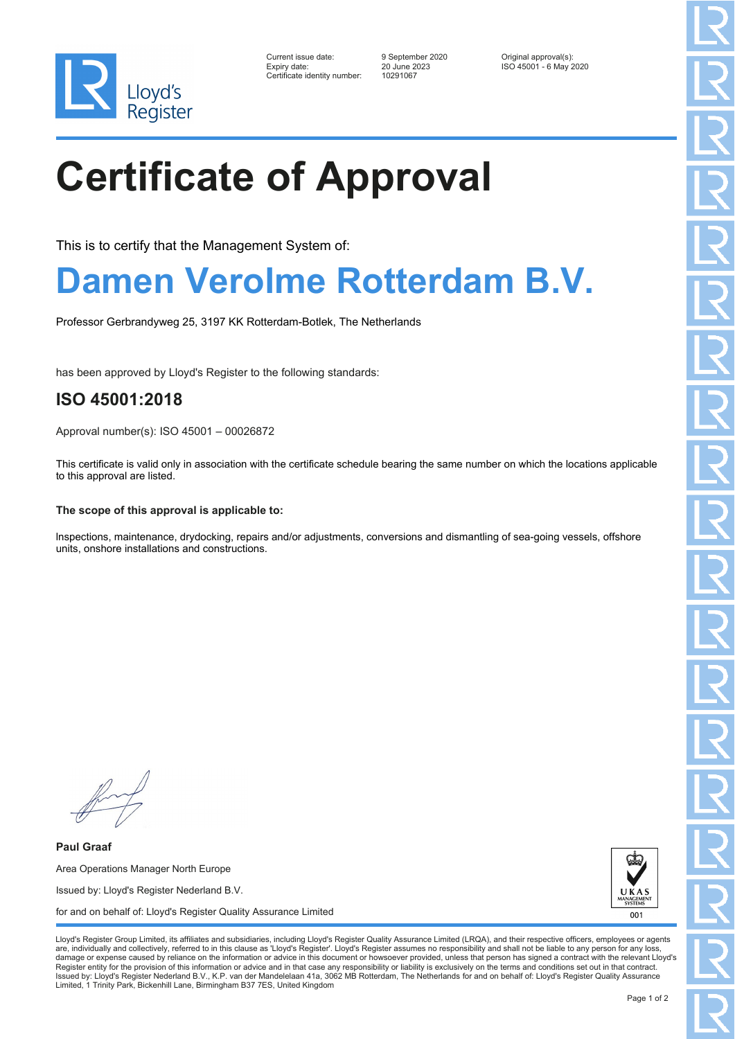Lloyd's Register

| | | |
|---|---|---|
| Current issue date: | 9 September 2020 | Original approval(s): |
| Expiry date: | 20 June 2023 | ISO 45001 - 6 May 2020 |
| Certificate identity number: | 10291067 | |

# Certificate of Approval

This is to certify that the Management System of:

## Damen Verolme Rotterdam B.V.

Professor Gerbrandyweg 25, 3197 KK Rotterdam-Botlek, The Netherlands

has been approved by Lloyd's Register to the following standards:

### ISO 45001:2018

Approval number(s): ISO 45001 – 00026872

This certificate is valid only in association with the certificate schedule bearing the same number on which the locations applicable to this approval are listed.

**The scope of this approval is applicable to:**

Inspections, maintenance, drydocking, repairs and/or adjustments, conversions and dismantling of sea-going vessels, offshore units, onshore installations and constructions.

**Paul Graaf**

Area Operations Manager North Europe

Issued by: Lloyd's Register Nederland B.V.

for and on behalf of: Lloyd's Register Quality Assurance Limited

UKAS MANAGEMENT SYSTEMS 001

Lloyd's Register Group Limited, its affiliates and subsidiaries, including Lloyd's Register Quality Assurance Limited (LRQA), and their respective officers, employees or agents are, individually and collectively, referred to in this clause as 'Lloyd's Register'. Lloyd's Register assumes no responsibility and shall not be liable to any person for any loss, damage or expense caused by reliance on the information or advice in this document or howsoever provided, unless that person has signed a contract with the relevant Lloyd's Register entity for the provision of this information or advice and in that case any responsibility or liability is exclusively on the terms and conditions set out in that contract. Issued by: Lloyd's Register Nederland B.V., K.P. van der Mandelelaan 41a, 3062 MB Rotterdam, The Netherlands for and on behalf of: Lloyd's Register Quality Assurance Limited, 1 Trinity Park, Bickenhill Lane, Birmingham B37 7ES, United Kingdom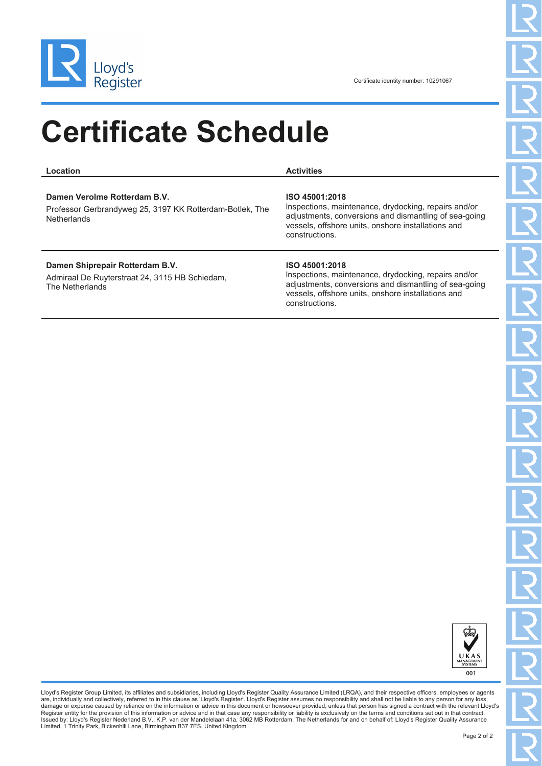Certificate identity number: 10291067

# Certificate Schedule

| Location | Activities |
| --- | --- |
| **Damen Verolme Rotterdam B.V.**<br>Professor Gerbrandyweg 25, 3197 KK Rotterdam-Botlek, The Netherlands | **ISO 45001:2018**<br>Inspections, maintenance, drydocking, repairs and/or adjustments, conversions and dismantling of sea-going vessels, offshore units, onshore installations and constructions. |
| **Damen Shiprepair Rotterdam B.V.**<br>Admiraal De Ruyterstraat 24, 3115 HB Schiedam, The Netherlands | **ISO 45001:2018**<br>Inspections, maintenance, drydocking, repairs and/or adjustments, conversions and dismantling of sea-going vessels, offshore units, onshore installations and constructions. |

UKAS MANAGEMENT SYSTEMS
001

Lloyd's Register Group Limited, its affiliates and subsidiaries, including Lloyd's Register Quality Assurance Limited (LRQA), and their respective officers, employees or agents are, individually and collectively, referred to in this clause as 'Lloyd's Register'. Lloyd's Register assumes no responsibility and shall not be liable to any person for any loss, damage or expense caused by reliance on the information or advice in this document or howsoever provided, unless that person has signed a contract with the relevant Lloyd's Register entity for the provision of this information or advice and in that case any responsibility or liability is exclusively on the terms and conditions set out in that contract.
Issued by: Lloyd's Register Nederland B.V., K.P. van der Mandelelaan 41a, 3062 MB Rotterdam, The Netherlands for and on behalf of: Lloyd's Register Quality Assurance Limited, 1 Trinity Park, Bickenhill Lane, Birmingham B37 7ES, United Kingdom